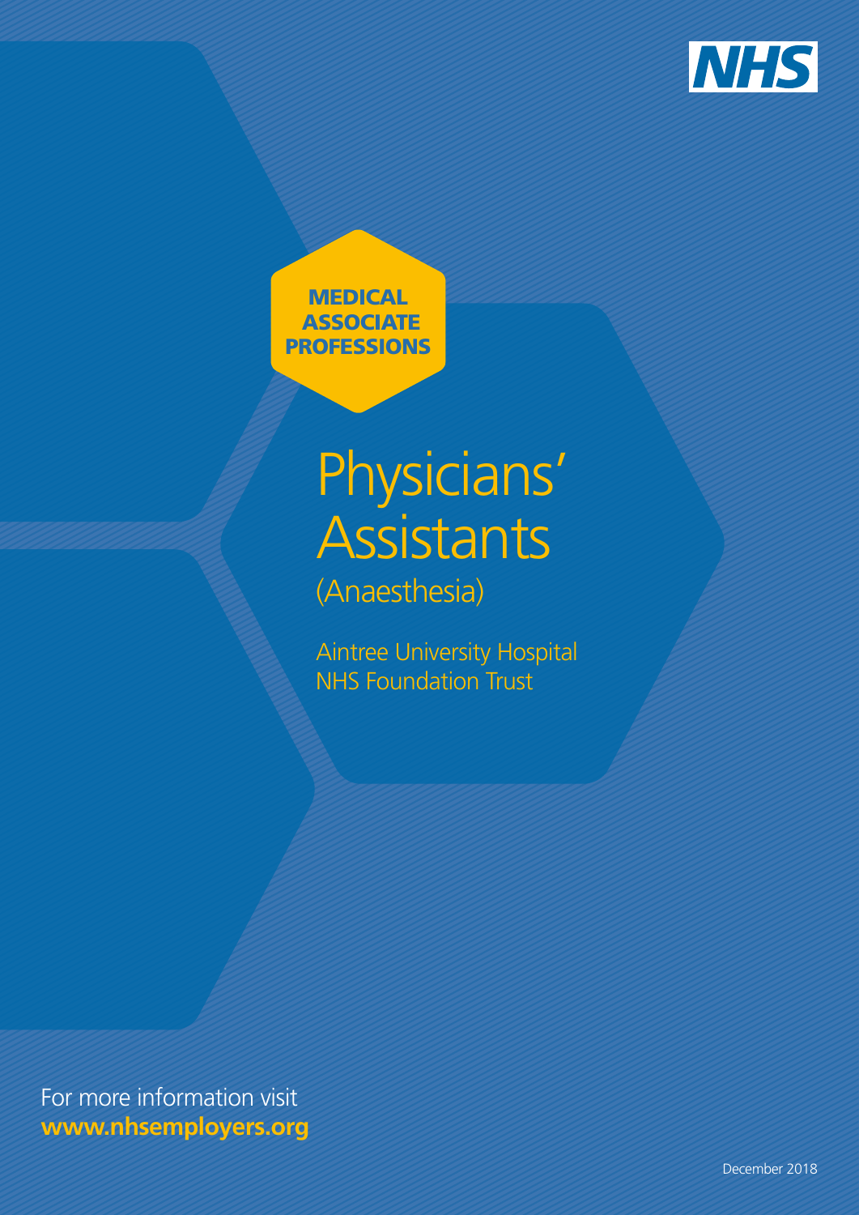NHS

**MEDICAL ASSOCIATE PROFESSIONS**

# Physicians' Assistants

## (Anaesthesia)

Aintree University Hospital NHS Foundation Trust

For more information visit
**www.nhsemployers.org**

December 2018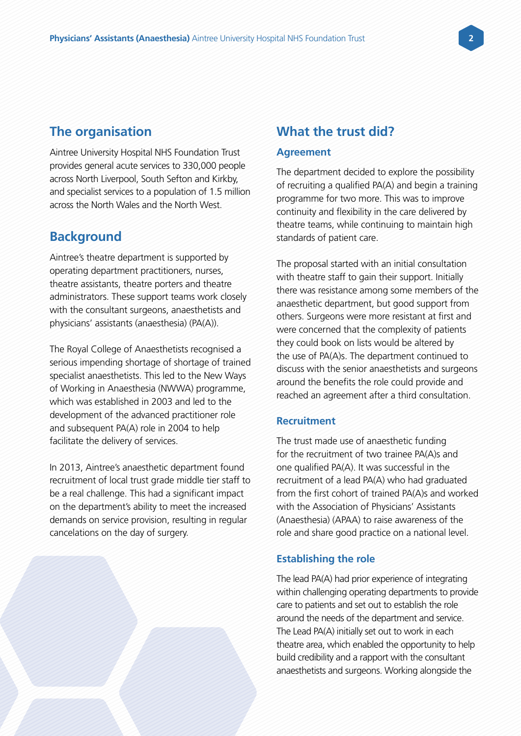## The organisation

Aintree University Hospital NHS Foundation Trust provides general acute services to 330,000 people across North Liverpool, South Sefton and Kirkby, and specialist services to a population of 1.5 million across the North Wales and the North West.

## Background

Aintree's theatre department is supported by operating department practitioners, nurses, theatre assistants, theatre porters and theatre administrators. These support teams work closely with the consultant surgeons, anaesthetists and physicians' assistants (anaesthesia) (PA(A)).

The Royal College of Anaesthetists recognised a serious impending shortage of shortage of trained specialist anaesthetists. This led to the New Ways of Working in Anaesthesia (NWWA) programme, which was established in 2003 and led to the development of the advanced practitioner role and subsequent PA(A) role in 2004 to help facilitate the delivery of services.

In 2013, Aintree's anaesthetic department found recruitment of local trust grade middle tier staff to be a real challenge. This had a significant impact on the department's ability to meet the increased demands on service provision, resulting in regular cancelations on the day of surgery.

## What the trust did?

### Agreement

The department decided to explore the possibility of recruiting a qualified PA(A) and begin a training programme for two more. This was to improve continuity and flexibility in the care delivered by theatre teams, while continuing to maintain high standards of patient care.

The proposal started with an initial consultation with theatre staff to gain their support. Initially there was resistance among some members of the anaesthetic department, but good support from others. Surgeons were more resistant at first and were concerned that the complexity of patients they could book on lists would be altered by the use of PA(A)s. The department continued to discuss with the senior anaesthetists and surgeons around the benefits the role could provide and reached an agreement after a third consultation.

### Recruitment

The trust made use of anaesthetic funding for the recruitment of two trainee PA(A)s and one qualified PA(A). It was successful in the recruitment of a lead PA(A) who had graduated from the first cohort of trained PA(A)s and worked with the Association of Physicians' Assistants (Anaesthesia) (APAA) to raise awareness of the role and share good practice on a national level.

### Establishing the role

The lead PA(A) had prior experience of integrating within challenging operating departments to provide care to patients and set out to establish the role around the needs of the department and service. The Lead PA(A) initially set out to work in each theatre area, which enabled the opportunity to help build credibility and a rapport with the consultant anaesthetists and surgeons. Working alongside the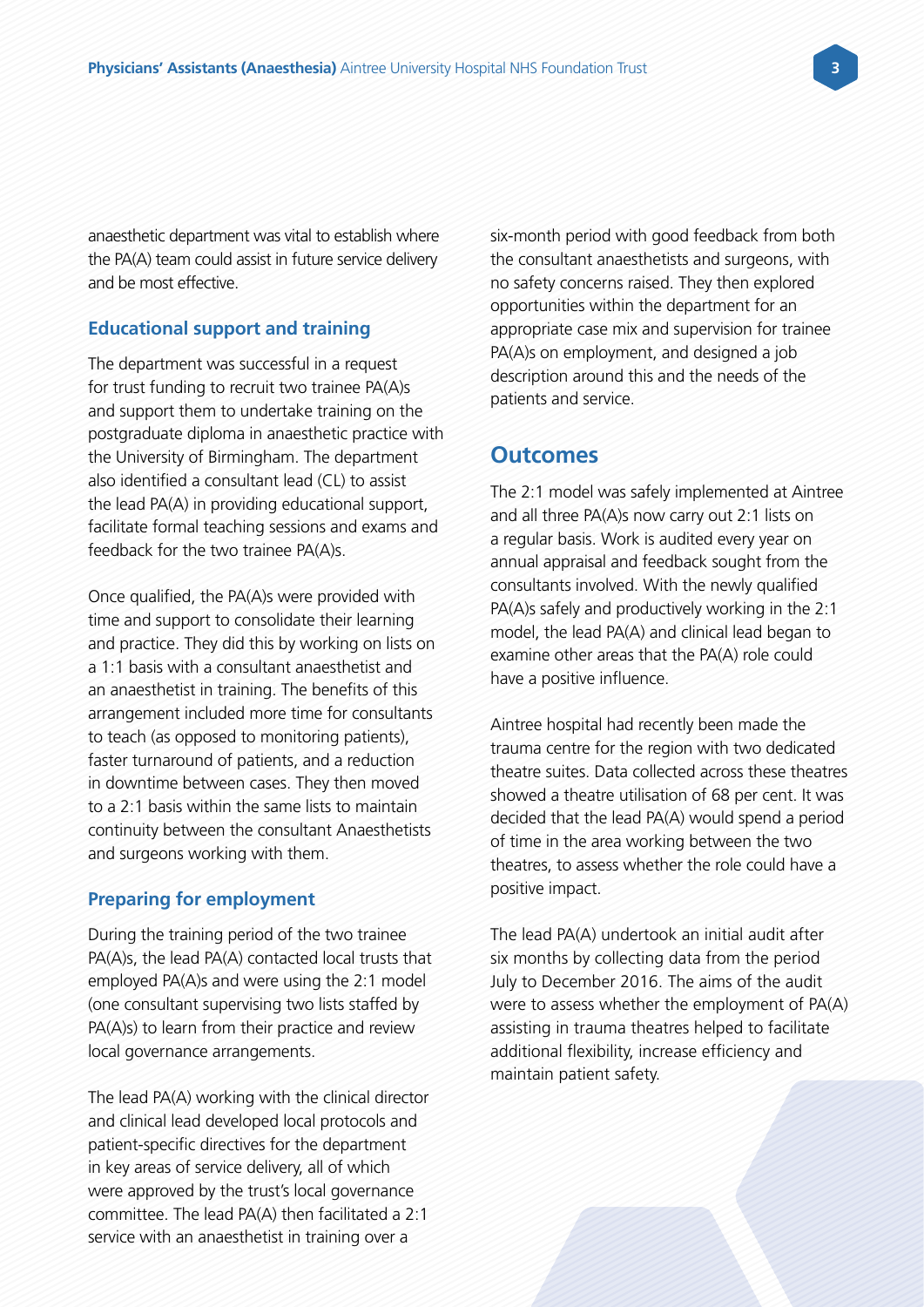anaesthetic department was vital to establish where the PA(A) team could assist in future service delivery and be most effective.

### Educational support and training

The department was successful in a request for trust funding to recruit two trainee PA(A)s and support them to undertake training on the postgraduate diploma in anaesthetic practice with the University of Birmingham. The department also identified a consultant lead (CL) to assist the lead PA(A) in providing educational support, facilitate formal teaching sessions and exams and feedback for the two trainee PA(A)s.

Once qualified, the PA(A)s were provided with time and support to consolidate their learning and practice. They did this by working on lists on a 1:1 basis with a consultant anaesthetist and an anaesthetist in training. The benefits of this arrangement included more time for consultants to teach (as opposed to monitoring patients), faster turnaround of patients, and a reduction in downtime between cases. They then moved to a 2:1 basis within the same lists to maintain continuity between the consultant Anaesthetists and surgeons working with them.

### Preparing for employment

During the training period of the two trainee PA(A)s, the lead PA(A) contacted local trusts that employed PA(A)s and were using the 2:1 model (one consultant supervising two lists staffed by PA(A)s) to learn from their practice and review local governance arrangements.

The lead PA(A) working with the clinical director and clinical lead developed local protocols and patient-specific directives for the department in key areas of service delivery, all of which were approved by the trust's local governance committee. The lead PA(A) then facilitated a 2:1 service with an anaesthetist in training over a six-month period with good feedback from both the consultant anaesthetists and surgeons, with no safety concerns raised. They then explored opportunities within the department for an appropriate case mix and supervision for trainee PA(A)s on employment, and designed a job description around this and the needs of the patients and service.

## Outcomes

The 2:1 model was safely implemented at Aintree and all three PA(A)s now carry out 2:1 lists on a regular basis. Work is audited every year on annual appraisal and feedback sought from the consultants involved. With the newly qualified PA(A)s safely and productively working in the 2:1 model, the lead PA(A) and clinical lead began to examine other areas that the PA(A) role could have a positive influence.

Aintree hospital had recently been made the trauma centre for the region with two dedicated theatre suites. Data collected across these theatres showed a theatre utilisation of 68 per cent. It was decided that the lead PA(A) would spend a period of time in the area working between the two theatres, to assess whether the role could have a positive impact.

The lead PA(A) undertook an initial audit after six months by collecting data from the period July to December 2016. The aims of the audit were to assess whether the employment of PA(A) assisting in trauma theatres helped to facilitate additional flexibility, increase efficiency and maintain patient safety.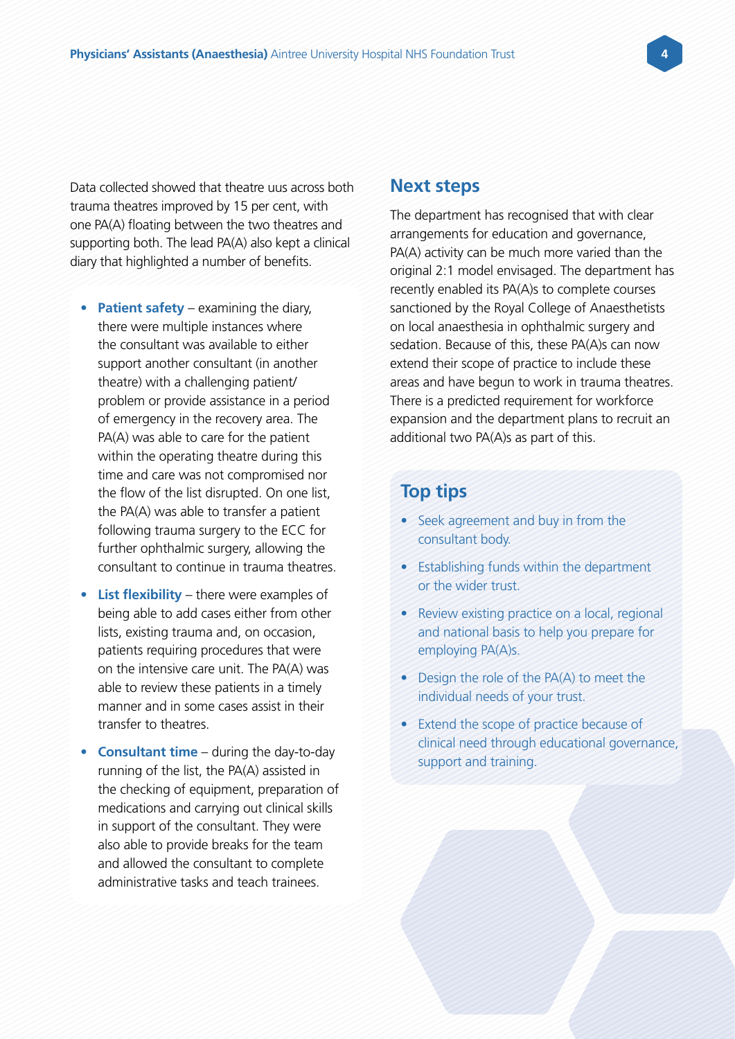Data collected showed that theatre uus across both trauma theatres improved by 15 per cent, with one PA(A) floating between the two theatres and supporting both. The lead PA(A) also kept a clinical diary that highlighted a number of benefits.

- **Patient safety** – examining the diary, there were multiple instances where the consultant was available to either support another consultant (in another theatre) with a challenging patient/problem or provide assistance in a period of emergency in the recovery area. The PA(A) was able to care for the patient within the operating theatre during this time and care was not compromised nor the flow of the list disrupted. On one list, the PA(A) was able to transfer a patient following trauma surgery to the ECC for further ophthalmic surgery, allowing the consultant to continue in trauma theatres.
- **List flexibility** – there were examples of being able to add cases either from other lists, existing trauma and, on occasion, patients requiring procedures that were on the intensive care unit. The PA(A) was able to review these patients in a timely manner and in some cases assist in their transfer to theatres.
- **Consultant time** – during the day-to-day running of the list, the PA(A) assisted in the checking of equipment, preparation of medications and carrying out clinical skills in support of the consultant. They were also able to provide breaks for the team and allowed the consultant to complete administrative tasks and teach trainees.

## Next steps

The department has recognised that with clear arrangements for education and governance, PA(A) activity can be much more varied than the original 2:1 model envisaged. The department has recently enabled its PA(A)s to complete courses sanctioned by the Royal College of Anaesthetists on local anaesthesia in ophthalmic surgery and sedation. Because of this, these PA(A)s can now extend their scope of practice to include these areas and have begun to work in trauma theatres. There is a predicted requirement for workforce expansion and the department plans to recruit an additional two PA(A)s as part of this.

## Top tips

- Seek agreement and buy in from the consultant body.
- Establishing funds within the department or the wider trust.
- Review existing practice on a local, regional and national basis to help you prepare for employing PA(A)s.
- Design the role of the PA(A) to meet the individual needs of your trust.
- Extend the scope of practice because of clinical need through educational governance, support and training.